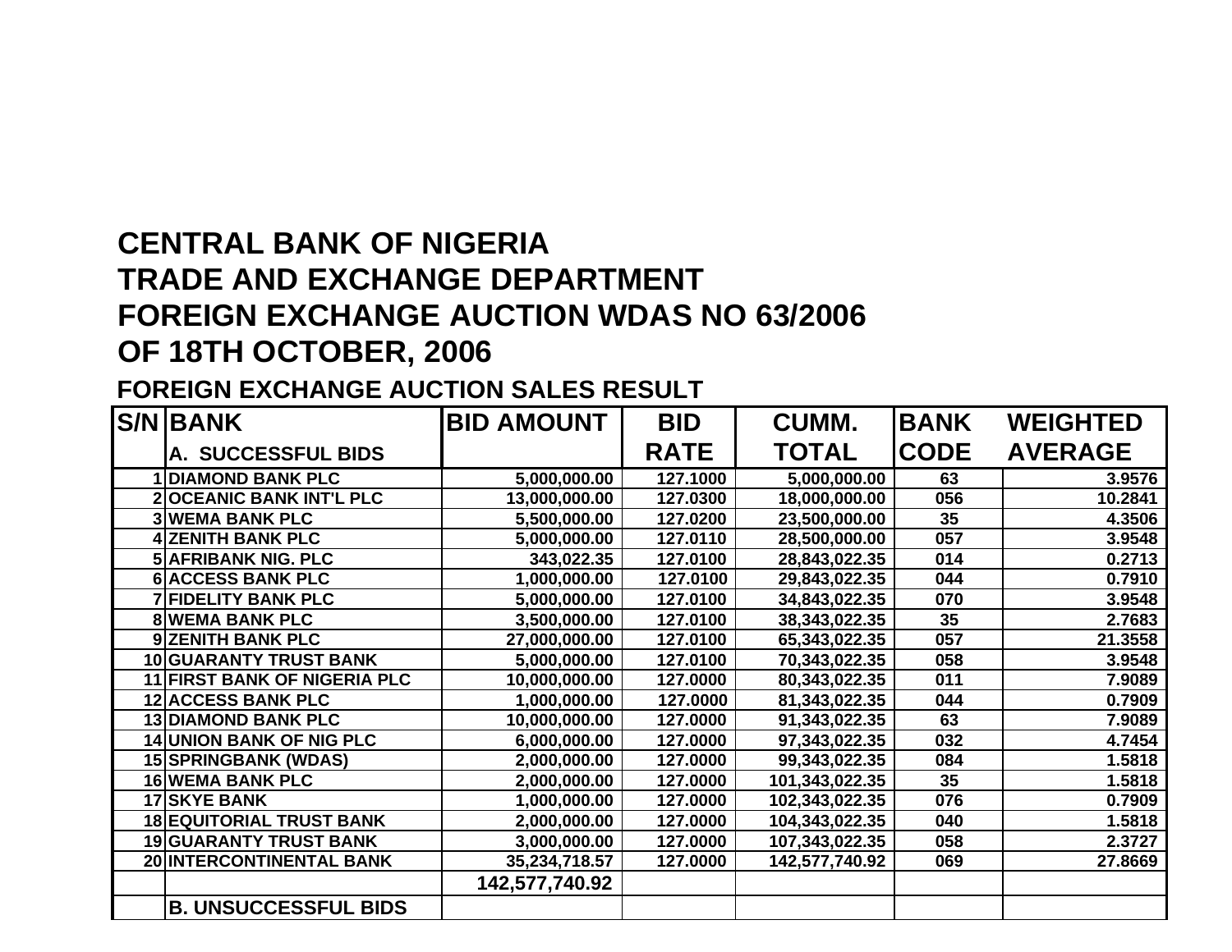# CENTRAL BANK OF NIGERIA
# TRADE AND EXCHANGE DEPARTMENT
# FOREIGN EXCHANGE AUCTION WDAS NO 63/2006
# OF 18TH OCTOBER, 2006

## FOREIGN EXCHANGE AUCTION SALES RESULT

| S/N | BANK<br>A. SUCCESSFUL BIDS | BID AMOUNT | BID RATE | CUMM. TOTAL | BANK CODE | WEIGHTED AVERAGE |
|---|---|---|---|---|---|---|
| 1 | DIAMOND BANK PLC | 5,000,000.00 | 127.1000 | 5,000,000.00 | 63 | 3.9576 |
| 2 | OCEANIC BANK INT'L PLC | 13,000,000.00 | 127.0300 | 18,000,000.00 | 056 | 10.2841 |
| 3 | WEMA BANK PLC | 5,500,000.00 | 127.0200 | 23,500,000.00 | 35 | 4.3506 |
| 4 | ZENITH BANK PLC | 5,000,000.00 | 127.0110 | 28,500,000.00 | 057 | 3.9548 |
| 5 | AFRIBANK NIG. PLC | 343,022.35 | 127.0100 | 28,843,022.35 | 014 | 0.2713 |
| 6 | ACCESS BANK PLC | 1,000,000.00 | 127.0100 | 29,843,022.35 | 044 | 0.7910 |
| 7 | FIDELITY BANK PLC | 5,000,000.00 | 127.0100 | 34,843,022.35 | 070 | 3.9548 |
| 8 | WEMA BANK PLC | 3,500,000.00 | 127.0100 | 38,343,022.35 | 35 | 2.7683 |
| 9 | ZENITH BANK PLC | 27,000,000.00 | 127.0100 | 65,343,022.35 | 057 | 21.3558 |
| 10 | GUARANTY TRUST BANK | 5,000,000.00 | 127.0100 | 70,343,022.35 | 058 | 3.9548 |
| 11 | FIRST BANK OF NIGERIA PLC | 10,000,000.00 | 127.0000 | 80,343,022.35 | 011 | 7.9089 |
| 12 | ACCESS BANK PLC | 1,000,000.00 | 127.0000 | 81,343,022.35 | 044 | 0.7909 |
| 13 | DIAMOND BANK PLC | 10,000,000.00 | 127.0000 | 91,343,022.35 | 63 | 7.9089 |
| 14 | UNION BANK OF NIG PLC | 6,000,000.00 | 127.0000 | 97,343,022.35 | 032 | 4.7454 |
| 15 | SPRINGBANK (WDAS) | 2,000,000.00 | 127.0000 | 99,343,022.35 | 084 | 1.5818 |
| 16 | WEMA BANK PLC | 2,000,000.00 | 127.0000 | 101,343,022.35 | 35 | 1.5818 |
| 17 | SKYE BANK | 1,000,000.00 | 127.0000 | 102,343,022.35 | 076 | 0.7909 |
| 18 | EQUITORIAL TRUST BANK | 2,000,000.00 | 127.0000 | 104,343,022.35 | 040 | 1.5818 |
| 19 | GUARANTY TRUST BANK | 3,000,000.00 | 127.0000 | 107,343,022.35 | 058 | 2.3727 |
| 20 | INTERCONTINENTAL BANK | 35,234,718.57 | 127.0000 | 142,577,740.92 | 069 | 27.8669 |
| | | 142,577,740.92 | | | | |
| | B. UNSUCCESSFUL BIDS | | | | | |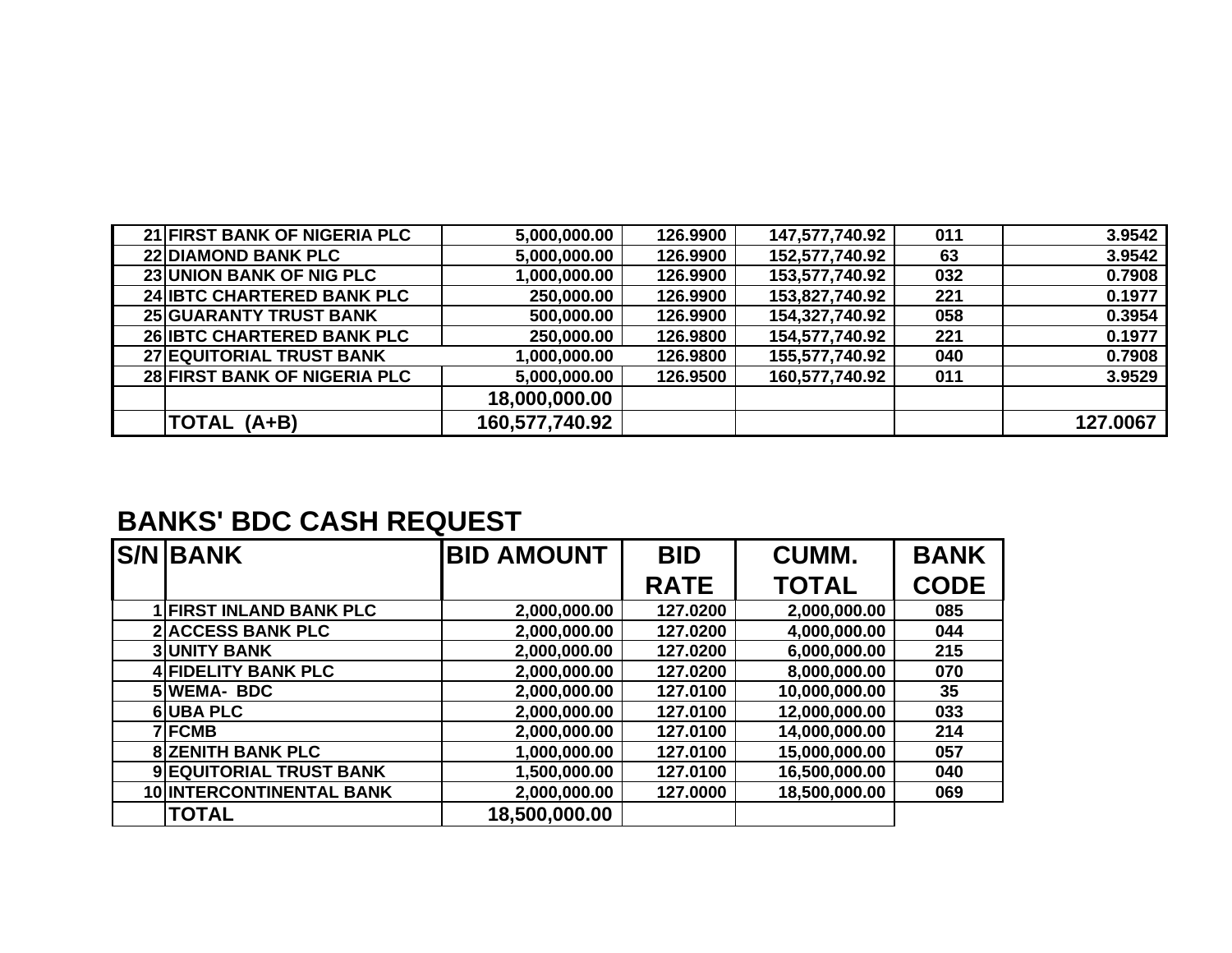| | | | | | | |
|---|---|---|---|---|---|---|
| 21 | FIRST BANK OF NIGERIA PLC | 5,000,000.00 | 126.9900 | 147,577,740.92 | 011 | 3.9542 |
| 22 | DIAMOND BANK PLC | 5,000,000.00 | 126.9900 | 152,577,740.92 | 63 | 3.9542 |
| 23 | UNION BANK OF NIG PLC | 1,000,000.00 | 126.9900 | 153,577,740.92 | 032 | 0.7908 |
| 24 | IBTC CHARTERED BANK PLC | 250,000.00 | 126.9900 | 153,827,740.92 | 221 | 0.1977 |
| 25 | GUARANTY TRUST BANK | 500,000.00 | 126.9900 | 154,327,740.92 | 058 | 0.3954 |
| 26 | IBTC CHARTERED BANK PLC | 250,000.00 | 126.9800 | 154,577,740.92 | 221 | 0.1977 |
| 27 | EQUITORIAL TRUST BANK | 1,000,000.00 | 126.9800 | 155,577,740.92 | 040 | 0.7908 |
| 28 | FIRST BANK OF NIGERIA PLC | 5,000,000.00 | 126.9500 | 160,577,740.92 | 011 | 3.9529 |
| | | 18,000,000.00 | | | | |
| | TOTAL (A+B) | 160,577,740.92 | | | | 127.0067 |

## BANKS' BDC CASH REQUEST

| S/N | BANK | BID AMOUNT | BID RATE | CUMM. TOTAL | BANK CODE |
|---|---|---|---|---|---|
| 1 | FIRST INLAND BANK PLC | 2,000,000.00 | 127.0200 | 2,000,000.00 | 085 |
| 2 | ACCESS BANK PLC | 2,000,000.00 | 127.0200 | 4,000,000.00 | 044 |
| 3 | UNITY BANK | 2,000,000.00 | 127.0200 | 6,000,000.00 | 215 |
| 4 | FIDELITY BANK PLC | 2,000,000.00 | 127.0200 | 8,000,000.00 | 070 |
| 5 | WEMA- BDC | 2,000,000.00 | 127.0100 | 10,000,000.00 | 35 |
| 6 | UBA PLC | 2,000,000.00 | 127.0100 | 12,000,000.00 | 033 |
| 7 | FCMB | 2,000,000.00 | 127.0100 | 14,000,000.00 | 214 |
| 8 | ZENITH BANK PLC | 1,000,000.00 | 127.0100 | 15,000,000.00 | 057 |
| 9 | EQUITORIAL TRUST BANK | 1,500,000.00 | 127.0100 | 16,500,000.00 | 040 |
| 10 | INTERCONTINENTAL BANK | 2,000,000.00 | 127.0000 | 18,500,000.00 | 069 |
| | TOTAL | 18,500,000.00 | | | |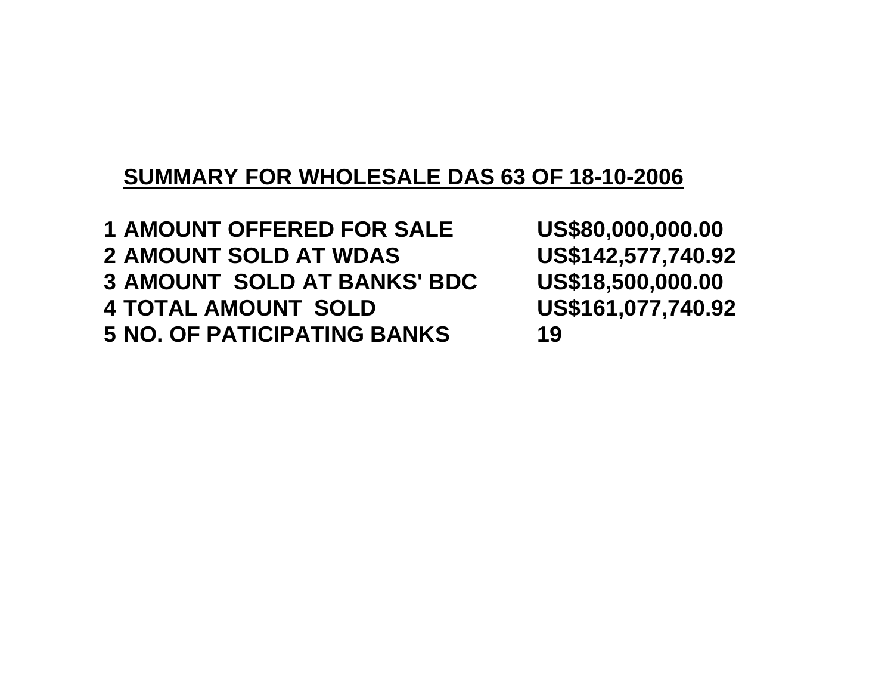## SUMMARY FOR WHOLESALE DAS 63 OF 18-10-2006

| | | |
|---|---|---|
| 1 | AMOUNT OFFERED FOR SALE | US$80,000,000.00 |
| 2 | AMOUNT SOLD AT WDAS | US$142,577,740.92 |
| 3 | AMOUNT SOLD AT BANKS' BDC | US$18,500,000.00 |
| 4 | TOTAL AMOUNT SOLD | US$161,077,740.92 |
| 5 | NO. OF PATICIPATING BANKS | 19 |